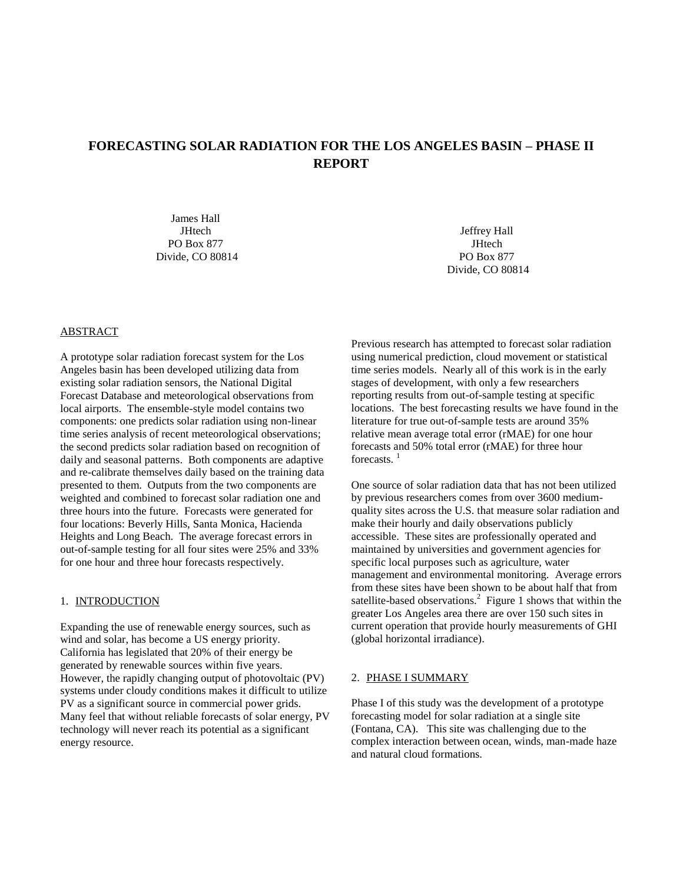# FORECASTING SOLAR RADIATION FOR THE LOS ANGELES BASIN – PHASE II REPORT

James Hall
JHtech
PO Box 877
Divide, CO 80814

Jeffrey Hall
JHtech
PO Box 877
Divide, CO 80814

## ABSTRACT

A prototype solar radiation forecast system for the Los Angeles basin has been developed utilizing data from existing solar radiation sensors, the National Digital Forecast Database and meteorological observations from local airports. The ensemble-style model contains two components: one predicts solar radiation using non-linear time series analysis of recent meteorological observations; the second predicts solar radiation based on recognition of daily and seasonal patterns. Both components are adaptive and re-calibrate themselves daily based on the training data presented to them. Outputs from the two components are weighted and combined to forecast solar radiation one and three hours into the future. Forecasts were generated for four locations: Beverly Hills, Santa Monica, Hacienda Heights and Long Beach. The average forecast errors in out-of-sample testing for all four sites were 25% and 33% for one hour and three hour forecasts respectively.

## 1. INTRODUCTION

Expanding the use of renewable energy sources, such as wind and solar, has become a US energy priority. California has legislated that 20% of their energy be generated by renewable sources within five years. However, the rapidly changing output of photovoltaic (PV) systems under cloudy conditions makes it difficult to utilize PV as a significant source in commercial power grids. Many feel that without reliable forecasts of solar energy, PV technology will never reach its potential as a significant energy resource.

Previous research has attempted to forecast solar radiation using numerical prediction, cloud movement or statistical time series models. Nearly all of this work is in the early stages of development, with only a few researchers reporting results from out-of-sample testing at specific locations. The best forecasting results we have found in the literature for true out-of-sample tests are around 35% relative mean average total error (rMAE) for one hour forecasts and 50% total error (rMAE) for three hour forecasts. [1]

One source of solar radiation data that has not been utilized by previous researchers comes from over 3600 medium-quality sites across the U.S. that measure solar radiation and make their hourly and daily observations publicly accessible. These sites are professionally operated and maintained by universities and government agencies for specific local purposes such as agriculture, water management and environmental monitoring. Average errors from these sites have been shown to be about half that from satellite-based observations.[2] Figure 1 shows that within the greater Los Angeles area there are over 150 such sites in current operation that provide hourly measurements of GHI (global horizontal irradiance).

## 2. PHASE I SUMMARY

Phase I of this study was the development of a prototype forecasting model for solar radiation at a single site (Fontana, CA). This site was challenging due to the complex interaction between ocean, winds, man-made haze and natural cloud formations.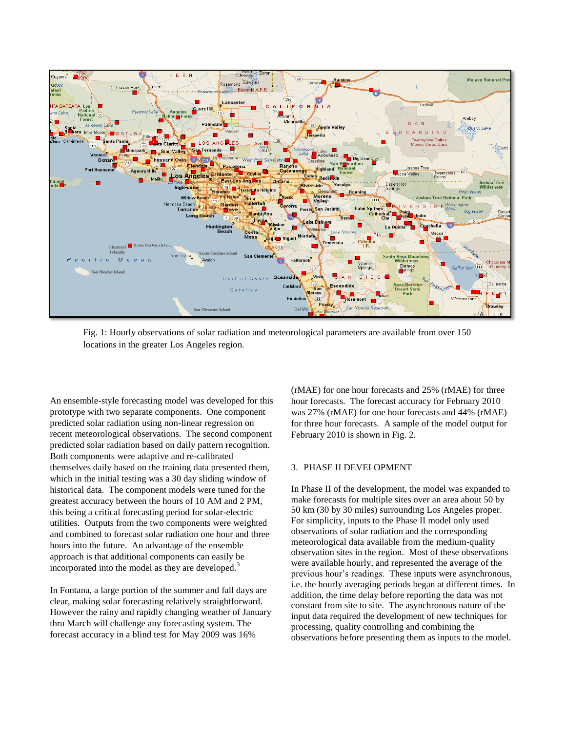Fig. 1: Hourly observations of solar radiation and meteorological parameters are available from over 150 locations in the greater Los Angeles region.

An ensemble-style forecasting model was developed for this prototype with two separate components. One component predicted solar radiation using non-linear regression on recent meteorological observations. The second component predicted solar radiation based on daily pattern recognition. Both components were adaptive and re-calibrated themselves daily based on the training data presented them, which in the initial testing was a 30 day sliding window of historical data. The component models were tuned for the greatest accuracy between the hours of 10 AM and 2 PM, this being a critical forecasting period for solar-electric utilities. Outputs from the two components were weighted and combined to forecast solar radiation one hour and three hours into the future. An advantage of the ensemble approach is that additional components can easily be incorporated into the model as they are developed.[3]

In Fontana, a large portion of the summer and fall days are clear, making solar forecasting relatively straightforward. However the rainy and rapidly changing weather of January thru March will challenge any forecasting system. The forecast accuracy in a blind test for May 2009 was 16% (rMAE) for one hour forecasts and 25% (rMAE) for three hour forecasts. The forecast accuracy for February 2010 was 27% (rMAE) for one hour forecasts and 44% (rMAE) for three hour forecasts. A sample of the model output for February 2010 is shown in Fig. 2.

## 3. PHASE II DEVELOPMENT

In Phase II of the development, the model was expanded to make forecasts for multiple sites over an area about 50 by 50 km (30 by 30 miles) surrounding Los Angeles proper. For simplicity, inputs to the Phase II model only used observations of solar radiation and the corresponding meteorological data available from the medium-quality observation sites in the region. Most of these observations were available hourly, and represented the average of the previous hour's readings. These inputs were asynchronous, i.e. the hourly averaging periods began at different times. In addition, the time delay before reporting the data was not constant from site to site. The asynchronous nature of the input data required the development of new techniques for processing, quality controlling and combining the observations before presenting them as inputs to the model.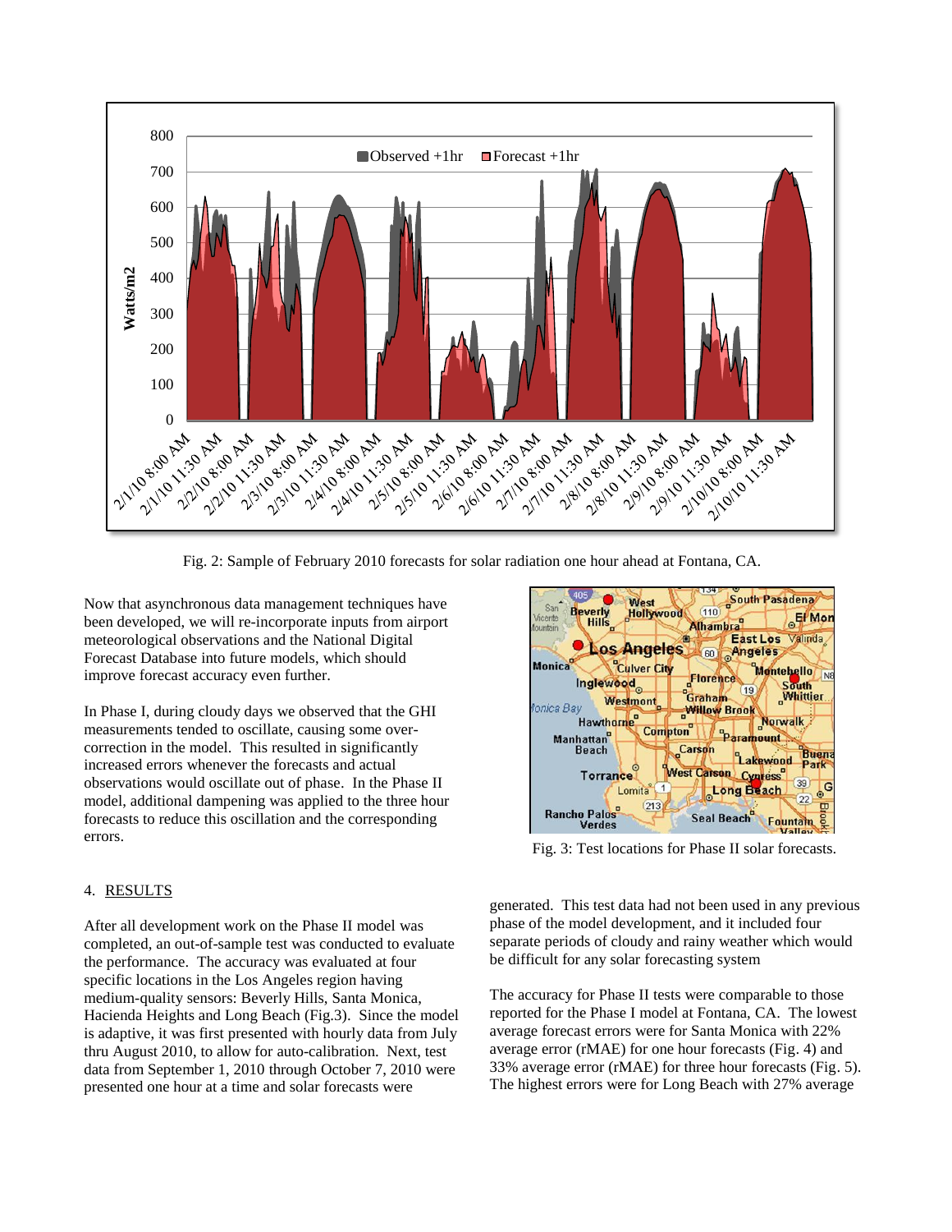Fig. 2: Sample of February 2010 forecasts for solar radiation one hour ahead at Fontana, CA.

Now that asynchronous data management techniques have been developed, we will re-incorporate inputs from airport meteorological observations and the National Digital Forecast Database into future models, which should improve forecast accuracy even further.

In Phase I, during cloudy days we observed that the GHI measurements tended to oscillate, causing some over-correction in the model. This resulted in significantly increased errors whenever the forecasts and actual observations would oscillate out of phase. In the Phase II model, additional dampening was applied to the three hour forecasts to reduce this oscillation and the corresponding errors.

Fig. 3: Test locations for Phase II solar forecasts.

## 4. RESULTS

After all development work on the Phase II model was completed, an out-of-sample test was conducted to evaluate the performance. The accuracy was evaluated at four specific locations in the Los Angeles region having medium-quality sensors: Beverly Hills, Santa Monica, Hacienda Heights and Long Beach (Fig.3). Since the model is adaptive, it was first presented with hourly data from July thru August 2010, to allow for auto-calibration. Next, test data from September 1, 2010 through October 7, 2010 were presented one hour at a time and solar forecasts were generated. This test data had not been used in any previous phase of the model development, and it included four separate periods of cloudy and rainy weather which would be difficult for any solar forecasting system

The accuracy for Phase II tests were comparable to those reported for the Phase I model at Fontana, CA. The lowest average forecast errors were for Santa Monica with 22% average error (rMAE) for one hour forecasts (Fig. 4) and 33% average error (rMAE) for three hour forecasts (Fig. 5). The highest errors were for Long Beach with 27% average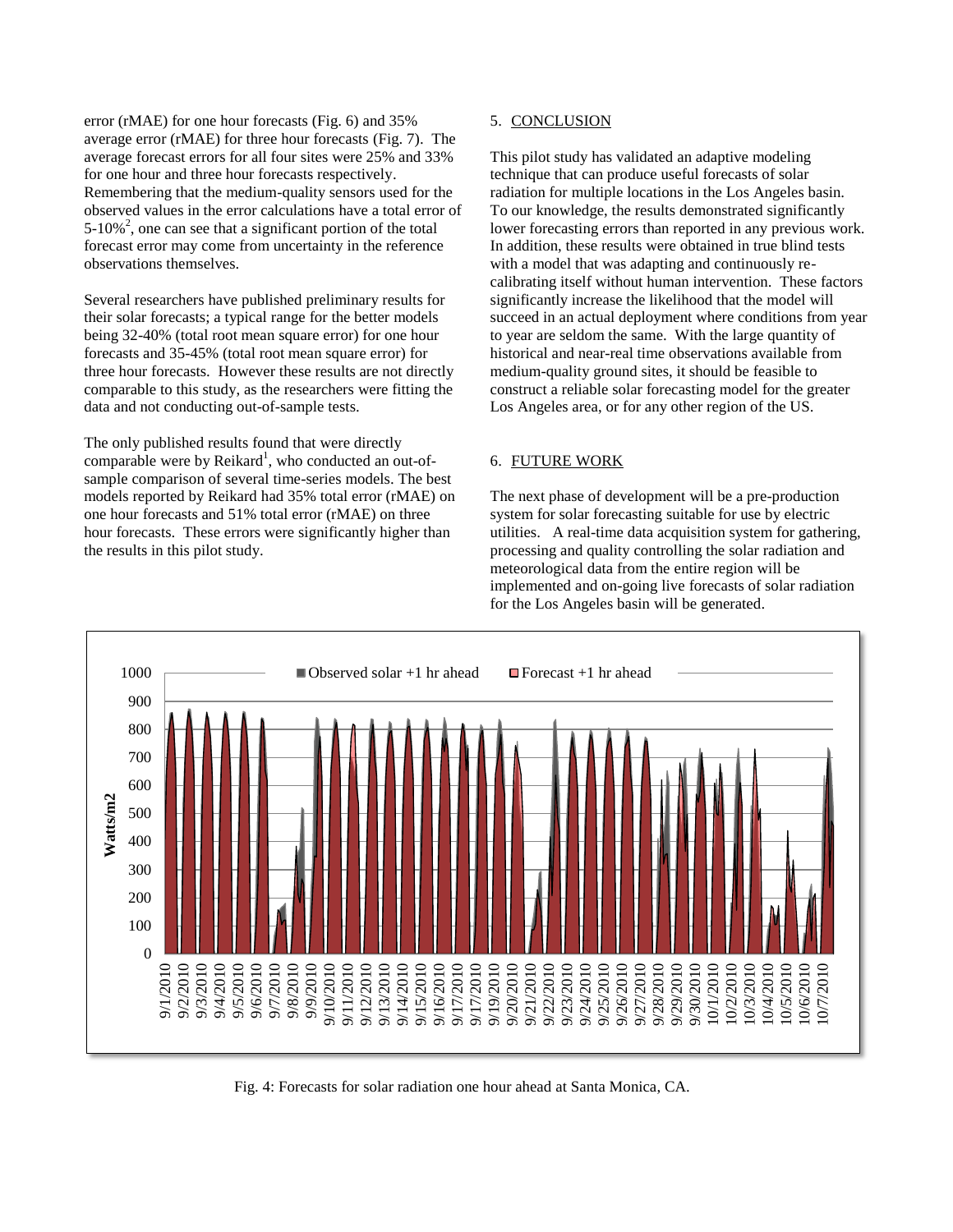error (rMAE) for one hour forecasts (Fig. 6) and 35% average error (rMAE) for three hour forecasts (Fig. 7). The average forecast errors for all four sites were 25% and 33% for one hour and three hour forecasts respectively. Remembering that the medium-quality sensors used for the observed values in the error calculations have a total error of 5-10%[2], one can see that a significant portion of the total forecast error may come from uncertainty in the reference observations themselves.

Several researchers have published preliminary results for their solar forecasts; a typical range for the better models being 32-40% (total root mean square error) for one hour forecasts and 35-45% (total root mean square error) for three hour forecasts. However these results are not directly comparable to this study, as the researchers were fitting the data and not conducting out-of-sample tests.

The only published results found that were directly comparable were by Reikard[1], who conducted an out-of-sample comparison of several time-series models. The best models reported by Reikard had 35% total error (rMAE) on one hour forecasts and 51% total error (rMAE) on three hour forecasts. These errors were significantly higher than the results in this pilot study.

## 5. CONCLUSION

This pilot study has validated an adaptive modeling technique that can produce useful forecasts of solar radiation for multiple locations in the Los Angeles basin. To our knowledge, the results demonstrated significantly lower forecasting errors than reported in any previous work. In addition, these results were obtained in true blind tests with a model that was adapting and continuously re-calibrating itself without human intervention. These factors significantly increase the likelihood that the model will succeed in an actual deployment where conditions from year to year are seldom the same. With the large quantity of historical and near-real time observations available from medium-quality ground sites, it should be feasible to construct a reliable solar forecasting model for the greater Los Angeles area, or for any other region of the US.

## 6. FUTURE WORK

The next phase of development will be a pre-production system for solar forecasting suitable for use by electric utilities. A real-time data acquisition system for gathering, processing and quality controlling the solar radiation and meteorological data from the entire region will be implemented and on-going live forecasts of solar radiation for the Los Angeles basin will be generated.

Fig. 4: Forecasts for solar radiation one hour ahead at Santa Monica, CA.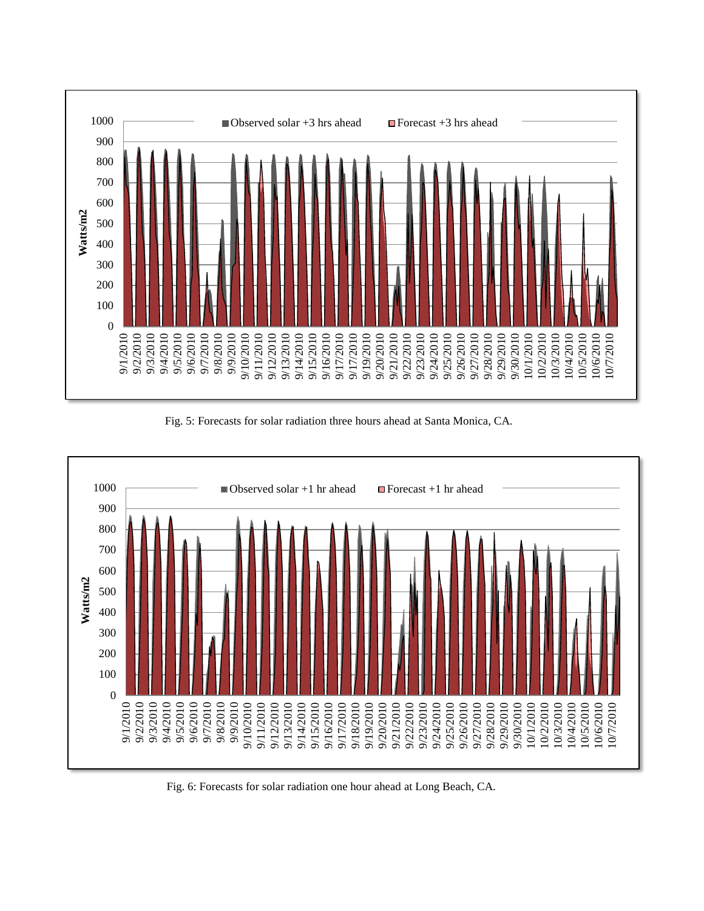Fig. 5: Forecasts for solar radiation three hours ahead at Santa Monica, CA.

Fig. 6: Forecasts for solar radiation one hour ahead at Long Beach, CA.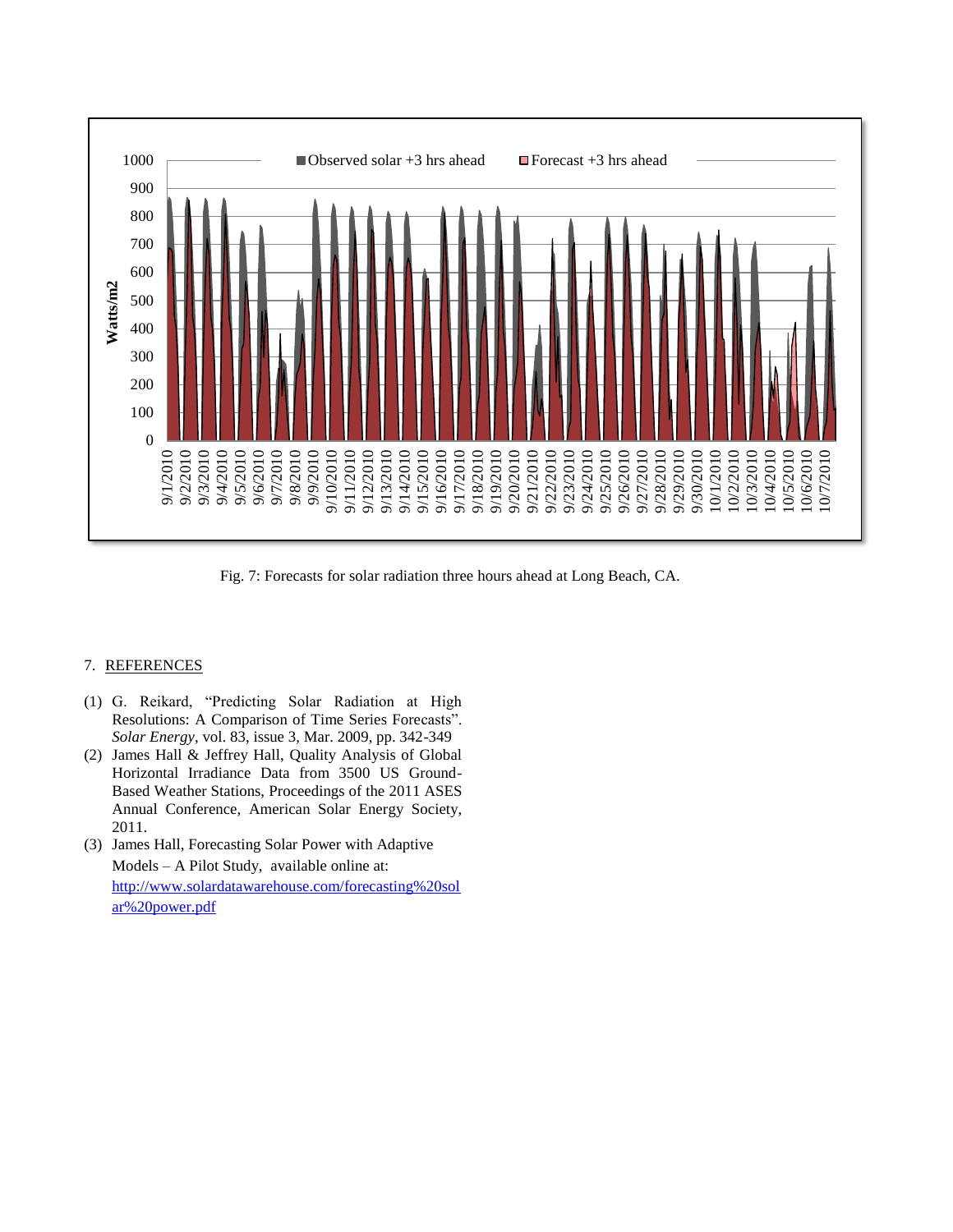Observed solar +3 hrs ahead

Forecast +3 hrs ahead

Watts/m2

1000
900
800
700
600
500
400
300
200
100
0

9/1/2010
9/2/2010
9/3/2010
9/4/2010
9/5/2010
9/6/2010
9/7/2010
9/8/2010
9/9/2010
9/10/2010
9/11/2010
9/12/2010
9/13/2010
9/14/2010
9/15/2010
9/16/2010
9/17/2010
9/18/2010
9/19/2010
9/20/2010
9/21/2010
9/22/2010
9/23/2010
9/24/2010
9/25/2010
9/26/2010
9/27/2010
9/28/2010
9/29/2010
9/30/2010
10/1/2010
10/2/2010
10/3/2010
10/4/2010
10/5/2010
10/6/2010
10/7/2010

Fig. 7: Forecasts for solar radiation three hours ahead at Long Beach, CA.

## 7. REFERENCES

(1) G. Reikard, "Predicting Solar Radiation at High Resolutions: A Comparison of Time Series Forecasts". *Solar Energy*, vol. 83, issue 3, Mar. 2009, pp. 342-349

(2) James Hall & Jeffrey Hall, Quality Analysis of Global Horizontal Irradiance Data from 3500 US Ground-Based Weather Stations, Proceedings of the 2011 ASES Annual Conference, American Solar Energy Society, 2011.

(3) James Hall, Forecasting Solar Power with Adaptive Models – A Pilot Study, available online at: http://www.solardatawarehouse.com/forecasting%20solar%20power.pdf